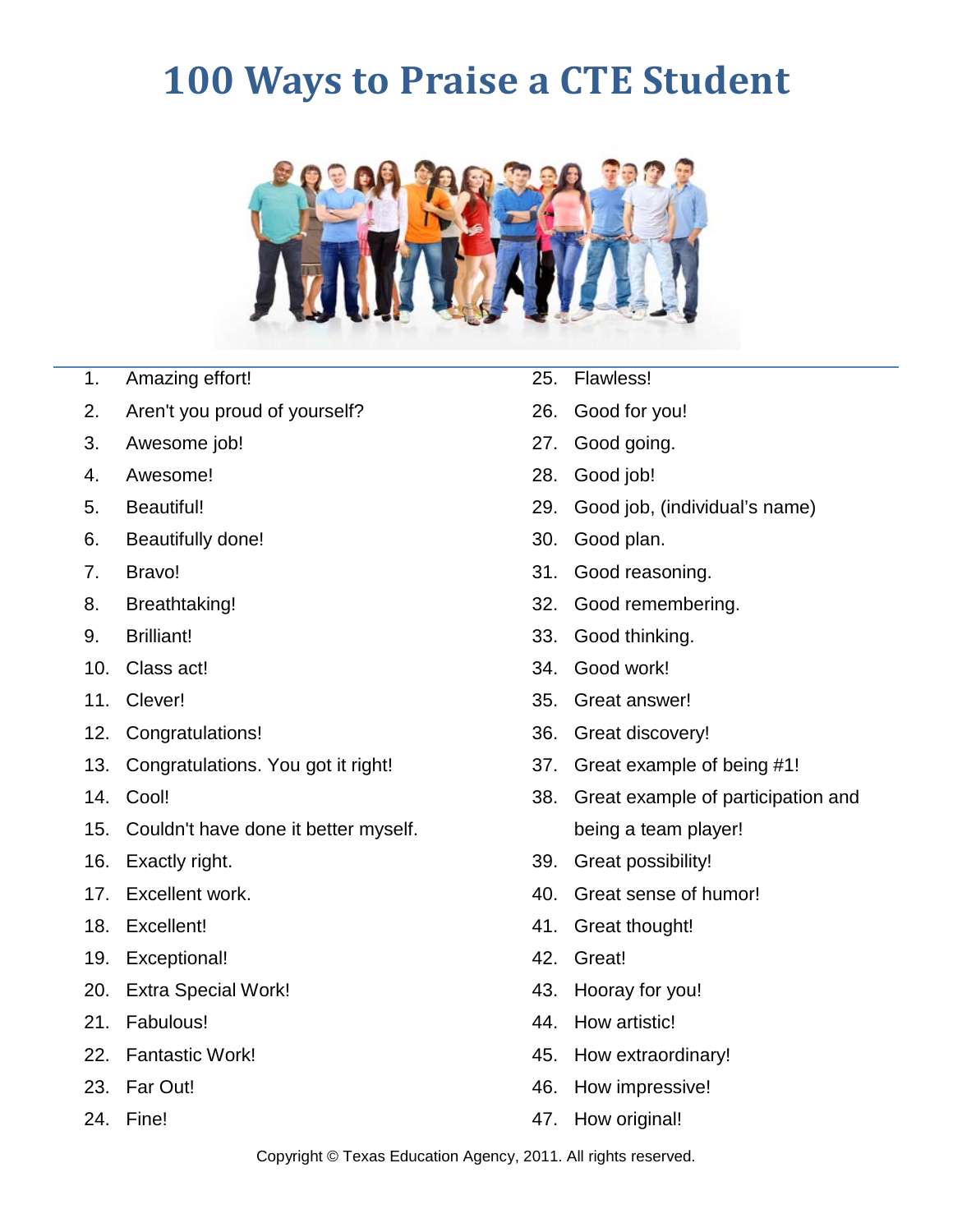# 100 Ways to Praise a CTE Student

1. Amazing effort!
2. Aren't you proud of yourself?
3. Awesome job!
4. Awesome!
5. Beautiful!
6. Beautifully done!
7. Bravo!
8. Breathtaking!
9. Brilliant!
10. Class act!
11. Clever!
12. Congratulations!
13. Congratulations. You got it right!
14. Cool!
15. Couldn't have done it better myself.
16. Exactly right.
17. Excellent work.
18. Excellent!
19. Exceptional!
20. Extra Special Work!
21. Fabulous!
22. Fantastic Work!
23. Far Out!
24. Fine!
25. Flawless!
26. Good for you!
27. Good going.
28. Good job!
29. Good job, (individual's name)
30. Good plan.
31. Good reasoning.
32. Good remembering.
33. Good thinking.
34. Good work!
35. Great answer!
36. Great discovery!
37. Great example of being #1!
38. Great example of participation and being a team player!
39. Great possibility!
40. Great sense of humor!
41. Great thought!
42. Great!
43. Hooray for you!
44. How artistic!
45. How extraordinary!
46. How impressive!
47. How original!

Copyright © Texas Education Agency, 2011. All rights reserved.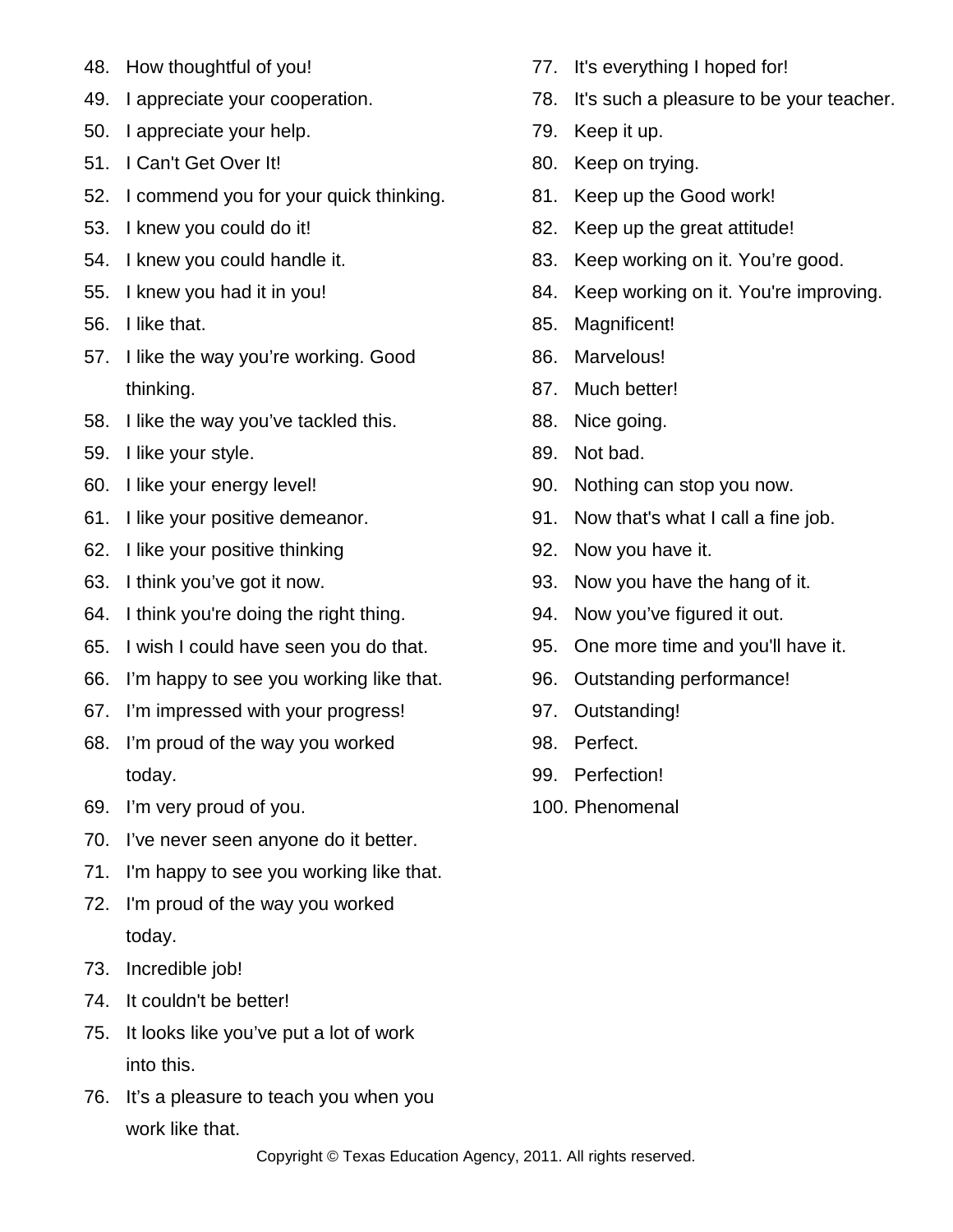48. How thoughtful of you!
49. I appreciate your cooperation.
50. I appreciate your help.
51. I Can't Get Over It!
52. I commend you for your quick thinking.
53. I knew you could do it!
54. I knew you could handle it.
55. I knew you had it in you!
56. I like that.
57. I like the way you're working. Good thinking.
58. I like the way you've tackled this.
59. I like your style.
60. I like your energy level!
61. I like your positive demeanor.
62. I like your positive thinking
63. I think you've got it now.
64. I think you're doing the right thing.
65. I wish I could have seen you do that.
66. I'm happy to see you working like that.
67. I'm impressed with your progress!
68. I'm proud of the way you worked today.
69. I'm very proud of you.
70. I've never seen anyone do it better.
71. I'm happy to see you working like that.
72. I'm proud of the way you worked today.
73. Incredible job!
74. It couldn't be better!
75. It looks like you've put a lot of work into this.
76. It's a pleasure to teach you when you work like that.
77. It's everything I hoped for!
78. It's such a pleasure to be your teacher.
79. Keep it up.
80. Keep on trying.
81. Keep up the Good work!
82. Keep up the great attitude!
83. Keep working on it. You're good.
84. Keep working on it. You're improving.
85. Magnificent!
86. Marvelous!
87. Much better!
88. Nice going.
89. Not bad.
90. Nothing can stop you now.
91. Now that's what I call a fine job.
92. Now you have it.
93. Now you have the hang of it.
94. Now you've figured it out.
95. One more time and you'll have it.
96. Outstanding performance!
97. Outstanding!
98. Perfect.
99. Perfection!
100. Phenomenal

Copyright © Texas Education Agency, 2011. All rights reserved.